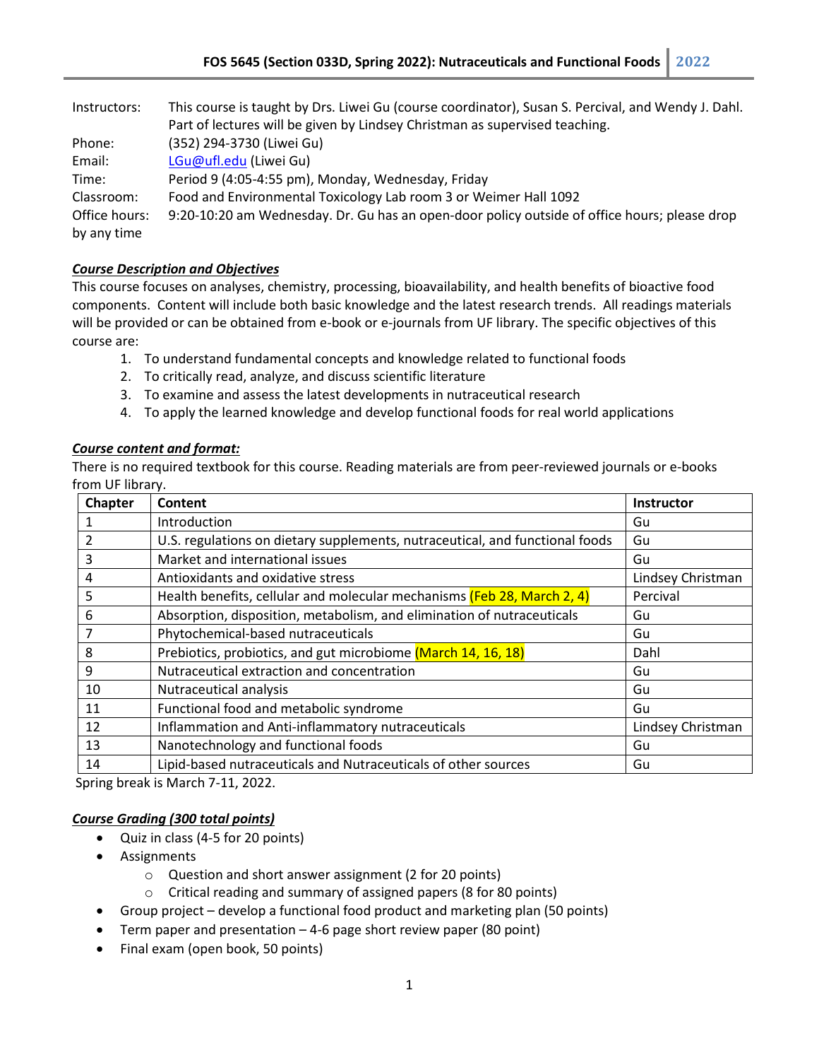| | |
|---|---|
| Instructors: | This course is taught by Drs. Liwei Gu (course coordinator), Susan S. Percival, and Wendy J. Dahl. Part of lectures will be given by Lindsey Christman as supervised teaching. |
| Phone: | (352) 294-3730 (Liwei Gu) |
| Email: | LGu@ufl.edu (Liwei Gu) |
| Time: | Period 9 (4:05-4:55 pm), Monday, Wednesday, Friday |
| Classroom: | Food and Environmental Toxicology Lab room 3 or Weimer Hall 1092 |
| Office hours: | 9:20-10:20 am Wednesday. Dr. Gu has an open-door policy outside of office hours; please drop by any time |

***Course Description and Objectives***

This course focuses on analyses, chemistry, processing, bioavailability, and health benefits of bioactive food components. Content will include both basic knowledge and the latest research trends. All readings materials will be provided or can be obtained from e-book or e-journals from UF library. The specific objectives of this course are:

1. To understand fundamental concepts and knowledge related to functional foods
2. To critically read, analyze, and discuss scientific literature
3. To examine and assess the latest developments in nutraceutical research
4. To apply the learned knowledge and develop functional foods for real world applications

***Course content and format:***

There is no required textbook for this course. Reading materials are from peer-reviewed journals or e-books from UF library.

| Chapter | Content | Instructor |
|---|---|---|
| 1 | Introduction | Gu |
| 2 | U.S. regulations on dietary supplements, nutraceutical, and functional foods | Gu |
| 3 | Market and international issues | Gu |
| 4 | Antioxidants and oxidative stress | Lindsey Christman |
| 5 | Health benefits, cellular and molecular mechanisms (Feb 28, March 2, 4) | Percival |
| 6 | Absorption, disposition, metabolism, and elimination of nutraceuticals | Gu |
| 7 | Phytochemical-based nutraceuticals | Gu |
| 8 | Prebiotics, probiotics, and gut microbiome (March 14, 16, 18) | Dahl |
| 9 | Nutraceutical extraction and concentration | Gu |
| 10 | Nutraceutical analysis | Gu |
| 11 | Functional food and metabolic syndrome | Gu |
| 12 | Inflammation and Anti-inflammatory nutraceuticals | Lindsey Christman |
| 13 | Nanotechnology and functional foods | Gu |
| 14 | Lipid-based nutraceuticals and Nutraceuticals of other sources | Gu |

Spring break is March 7-11, 2022.

***Course Grading (300 total points)***

- Quiz in class (4-5 for 20 points)
- Assignments
  - Question and short answer assignment (2 for 20 points)
  - Critical reading and summary of assigned papers (8 for 80 points)
- Group project – develop a functional food product and marketing plan (50 points)
- Term paper and presentation – 4-6 page short review paper (80 point)
- Final exam (open book, 50 points)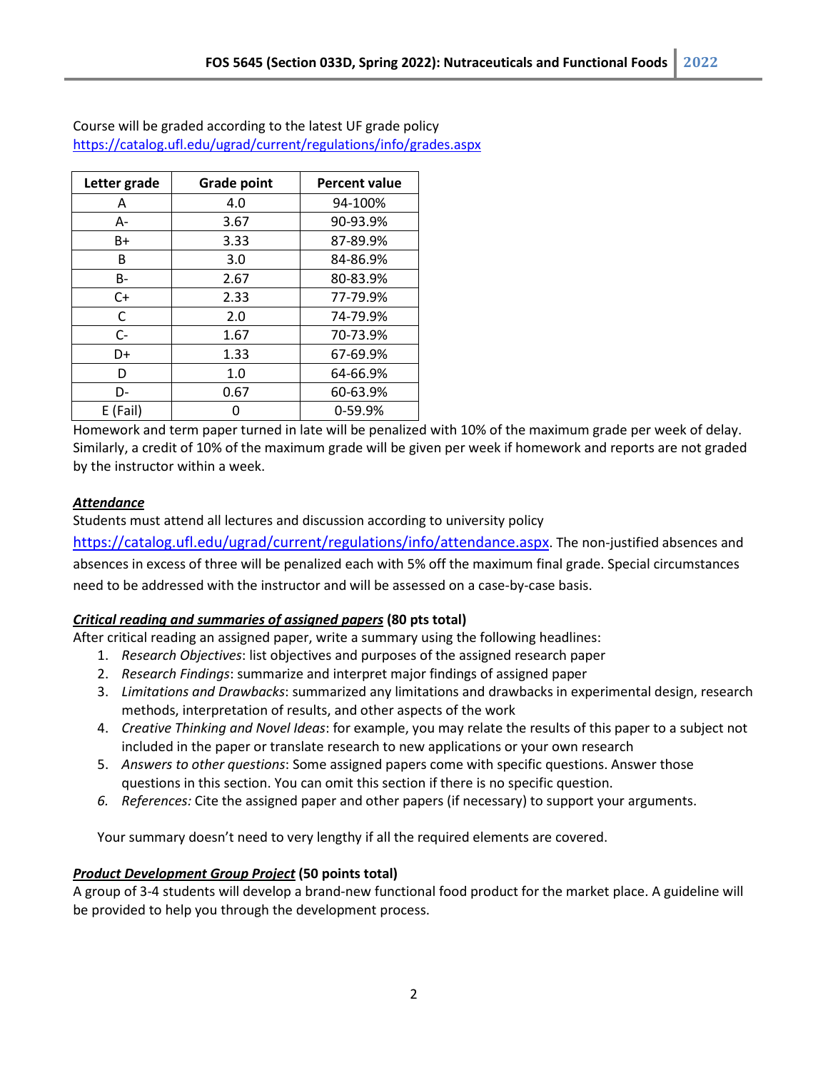Course will be graded according to the latest UF grade policy https://catalog.ufl.edu/ugrad/current/regulations/info/grades.aspx

| Letter grade | Grade point | Percent value |
|---|---|---|
| A | 4.0 | 94-100% |
| A- | 3.67 | 90-93.9% |
| B+ | 3.33 | 87-89.9% |
| B | 3.0 | 84-86.9% |
| B- | 2.67 | 80-83.9% |
| C+ | 2.33 | 77-79.9% |
| C | 2.0 | 74-79.9% |
| C- | 1.67 | 70-73.9% |
| D+ | 1.33 | 67-69.9% |
| D | 1.0 | 64-66.9% |
| D- | 0.67 | 60-63.9% |
| E (Fail) | 0 | 0-59.9% |

Homework and term paper turned in late will be penalized with 10% of the maximum grade per week of delay. Similarly, a credit of 10% of the maximum grade will be given per week if homework and reports are not graded by the instructor within a week.

***Attendance***

Students must attend all lectures and discussion according to university policy https://catalog.ufl.edu/ugrad/current/regulations/info/attendance.aspx. The non-justified absences and absences in excess of three will be penalized each with 5% off the maximum final grade. Special circumstances need to be addressed with the instructor and will be assessed on a case-by-case basis.

***Critical reading and summaries of assigned papers*** **(80 pts total)**

After critical reading an assigned paper, write a summary using the following headlines:

1. *Research Objectives*: list objectives and purposes of the assigned research paper
2. *Research Findings*: summarize and interpret major findings of assigned paper
3. *Limitations and Drawbacks*: summarized any limitations and drawbacks in experimental design, research methods, interpretation of results, and other aspects of the work
4. *Creative Thinking and Novel Ideas*: for example, you may relate the results of this paper to a subject not included in the paper or translate research to new applications or your own research
5. *Answers to other questions*: Some assigned papers come with specific questions. Answer those questions in this section. You can omit this section if there is no specific question.
6. *References:* Cite the assigned paper and other papers (if necessary) to support your arguments.

Your summary doesn't need to very lengthy if all the required elements are covered.

***Product Development Group Project*** **(50 points total)**

A group of 3-4 students will develop a brand-new functional food product for the market place. A guideline will be provided to help you through the development process.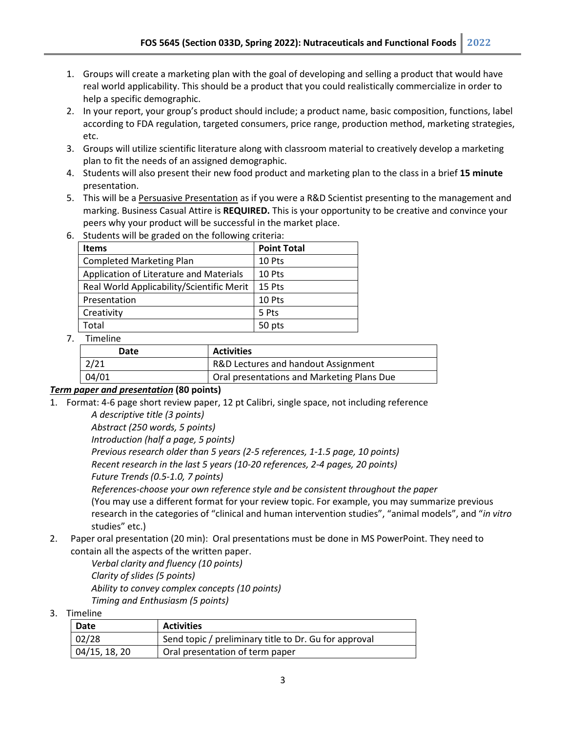1. Groups will create a marketing plan with the goal of developing and selling a product that would have real world applicability. This should be a product that you could realistically commercialize in order to help a specific demographic.
2. In your report, your group's product should include; a product name, basic composition, functions, label according to FDA regulation, targeted consumers, price range, production method, marketing strategies, etc.
3. Groups will utilize scientific literature along with classroom material to creatively develop a marketing plan to fit the needs of an assigned demographic.
4. Students will also present their new food product and marketing plan to the class in a brief **15 minute** presentation.
5. This will be a Persuasive Presentation as if you were a R&D Scientist presenting to the management and marking. Business Casual Attire is **REQUIRED.** This is your opportunity to be creative and convince your peers why your product will be successful in the market place.
6. Students will be graded on the following criteria:

| Items | Point Total |
|---|---|
| Completed Marketing Plan | 10 Pts |
| Application of Literature and Materials | 10 Pts |
| Real World Applicability/Scientific Merit | 15 Pts |
| Presentation | 10 Pts |
| Creativity | 5 Pts |
| Total | 50 pts |

7. Timeline

| Date | Activities |
|---|---|
| 2/21 | R&D Lectures and handout Assignment |
| 04/01 | Oral presentations and Marketing Plans Due |

***Term paper and presentation*** **(80 points)**

1. Format: 4-6 page short review paper, 12 pt Calibri, single space, not including reference

   *A descriptive title (3 points)*
   *Abstract (250 words, 5 points)*
   *Introduction (half a page, 5 points)*
   *Previous research older than 5 years (2-5 references, 1-1.5 page, 10 points)*
   *Recent research in the last 5 years (10-20 references, 2-4 pages, 20 points)*
   *Future Trends (0.5-1.0, 7 points)*
   *References-choose your own reference style and be consistent throughout the paper*
   (You may use a different format for your review topic. For example, you may summarize previous research in the categories of "clinical and human intervention studies", "animal models", and "*in vitro* studies" etc.)

2. Paper oral presentation (20 min): Oral presentations must be done in MS PowerPoint. They need to contain all the aspects of the written paper.

   *Verbal clarity and fluency (10 points)*
   *Clarity of slides (5 points)*
   *Ability to convey complex concepts (10 points)*
   *Timing and Enthusiasm (5 points)*

3. Timeline

| Date | Activities |
|---|---|
| 02/28 | Send topic / preliminary title to Dr. Gu for approval |
| 04/15, 18, 20 | Oral presentation of term paper |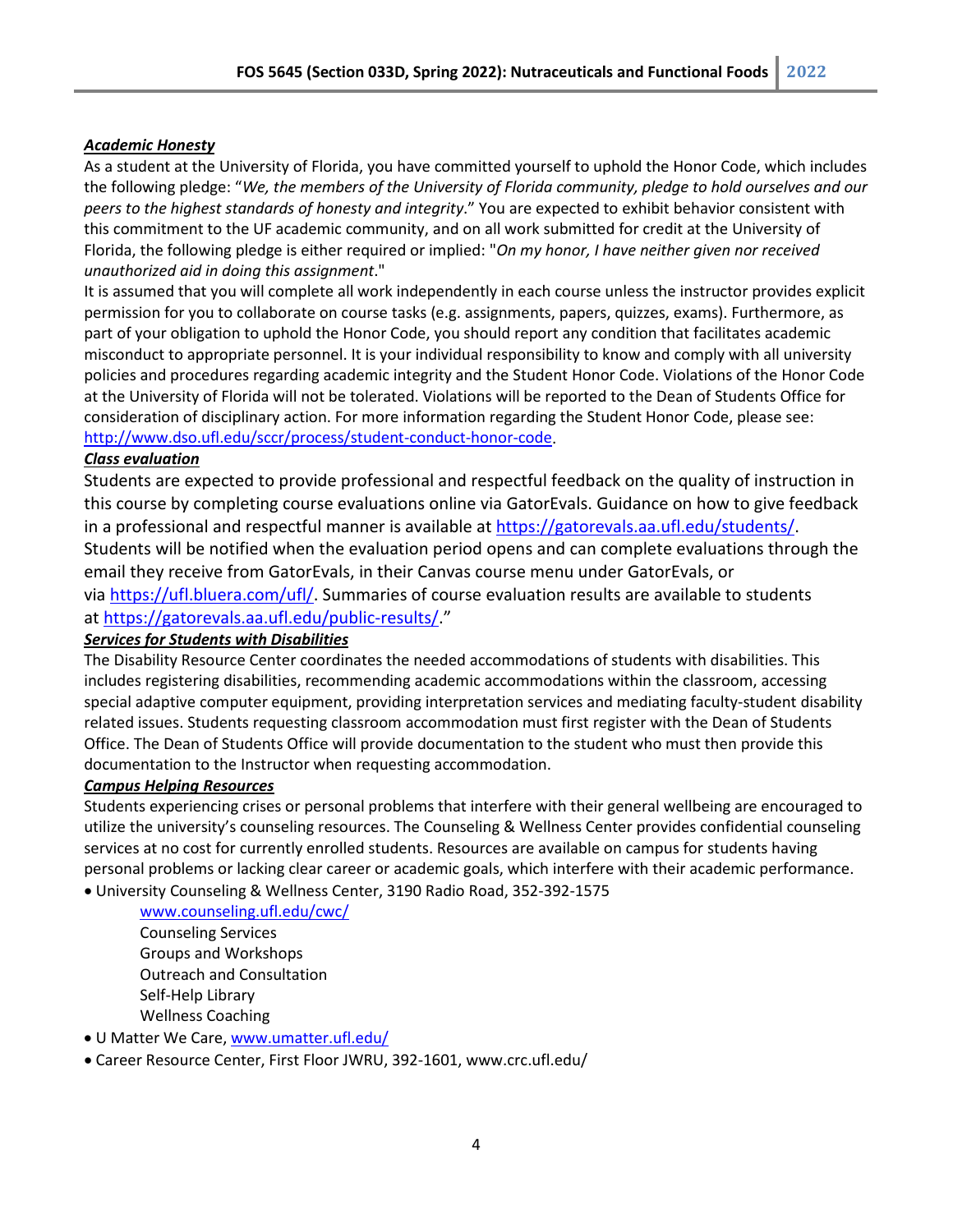***Academic Honesty***

As a student at the University of Florida, you have committed yourself to uphold the Honor Code, which includes the following pledge: "*We, the members of the University of Florida community, pledge to hold ourselves and our peers to the highest standards of honesty and integrity*." You are expected to exhibit behavior consistent with this commitment to the UF academic community, and on all work submitted for credit at the University of Florida, the following pledge is either required or implied: "*On my honor, I have neither given nor received unauthorized aid in doing this assignment*."

It is assumed that you will complete all work independently in each course unless the instructor provides explicit permission for you to collaborate on course tasks (e.g. assignments, papers, quizzes, exams). Furthermore, as part of your obligation to uphold the Honor Code, you should report any condition that facilitates academic misconduct to appropriate personnel. It is your individual responsibility to know and comply with all university policies and procedures regarding academic integrity and the Student Honor Code. Violations of the Honor Code at the University of Florida will not be tolerated. Violations will be reported to the Dean of Students Office for consideration of disciplinary action. For more information regarding the Student Honor Code, please see: http://www.dso.ufl.edu/sccr/process/student-conduct-honor-code.

***Class evaluation***

Students are expected to provide professional and respectful feedback on the quality of instruction in this course by completing course evaluations online via GatorEvals. Guidance on how to give feedback in a professional and respectful manner is available at https://gatorevals.aa.ufl.edu/students/. Students will be notified when the evaluation period opens and can complete evaluations through the email they receive from GatorEvals, in their Canvas course menu under GatorEvals, or via https://ufl.bluera.com/ufl/. Summaries of course evaluation results are available to students at https://gatorevals.aa.ufl.edu/public-results/."

***Services for Students with Disabilities***

The Disability Resource Center coordinates the needed accommodations of students with disabilities. This includes registering disabilities, recommending academic accommodations within the classroom, accessing special adaptive computer equipment, providing interpretation services and mediating faculty-student disability related issues. Students requesting classroom accommodation must first register with the Dean of Students Office. The Dean of Students Office will provide documentation to the student who must then provide this documentation to the Instructor when requesting accommodation.

***Campus Helping Resources***

Students experiencing crises or personal problems that interfere with their general wellbeing are encouraged to utilize the university's counseling resources. The Counseling & Wellness Center provides confidential counseling services at no cost for currently enrolled students. Resources are available on campus for students having personal problems or lacking clear career or academic goals, which interfere with their academic performance.

- University Counseling & Wellness Center, 3190 Radio Road, 352-392-1575
  - www.counseling.ufl.edu/cwc/
  - Counseling Services
  - Groups and Workshops
  - Outreach and Consultation
  - Self-Help Library
  - Wellness Coaching
- U Matter We Care, www.umatter.ufl.edu/
- Career Resource Center, First Floor JWRU, 392-1601, www.crc.ufl.edu/